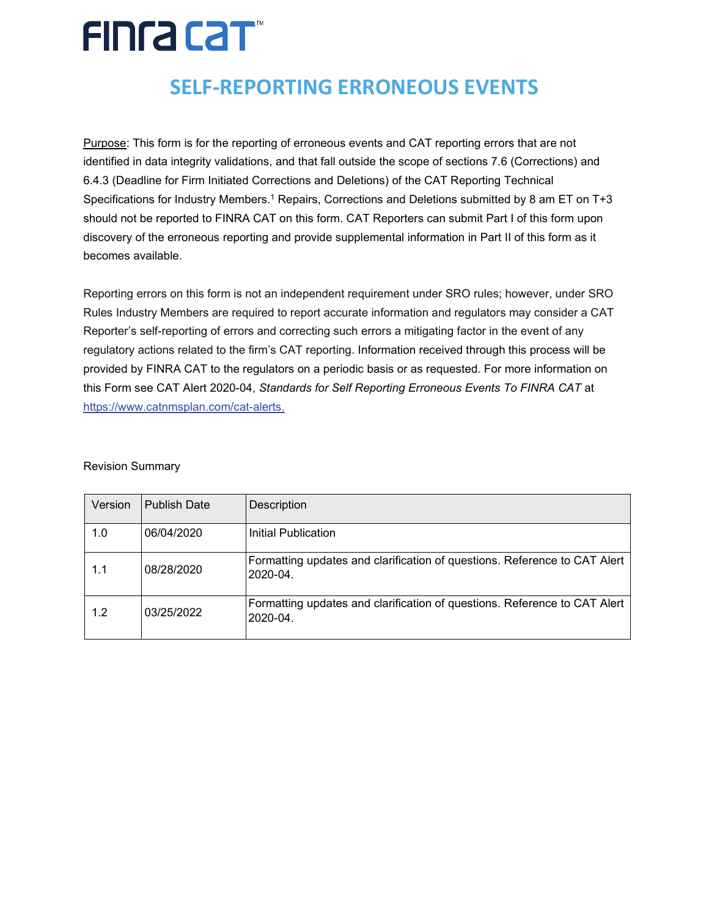FINRA CAT™

# SELF-REPORTING ERRONEOUS EVENTS

Purpose: This form is for the reporting of erroneous events and CAT reporting errors that are not identified in data integrity validations, and that fall outside the scope of sections 7.6 (Corrections) and 6.4.3 (Deadline for Firm Initiated Corrections and Deletions) of the CAT Reporting Technical Specifications for Industry Members.[1] Repairs, Corrections and Deletions submitted by 8 am ET on T+3 should not be reported to FINRA CAT on this form. CAT Reporters can submit Part I of this form upon discovery of the erroneous reporting and provide supplemental information in Part II of this form as it becomes available.

Reporting errors on this form is not an independent requirement under SRO rules; however, under SRO Rules Industry Members are required to report accurate information and regulators may consider a CAT Reporter's self-reporting of errors and correcting such errors a mitigating factor in the event of any regulatory actions related to the firm's CAT reporting. Information received through this process will be provided by FINRA CAT to the regulators on a periodic basis or as requested. For more information on this Form see CAT Alert 2020-04, *Standards for Self Reporting Erroneous Events To FINRA CAT* at https://www.catnmsplan.com/cat-alerts.

Revision Summary

| Version | Publish Date | Description |
|---|---|---|
| 1.0 | 06/04/2020 | Initial Publication |
| 1.1 | 08/28/2020 | Formatting updates and clarification of questions. Reference to CAT Alert 2020-04. |
| 1.2 | 03/25/2022 | Formatting updates and clarification of questions. Reference to CAT Alert 2020-04. |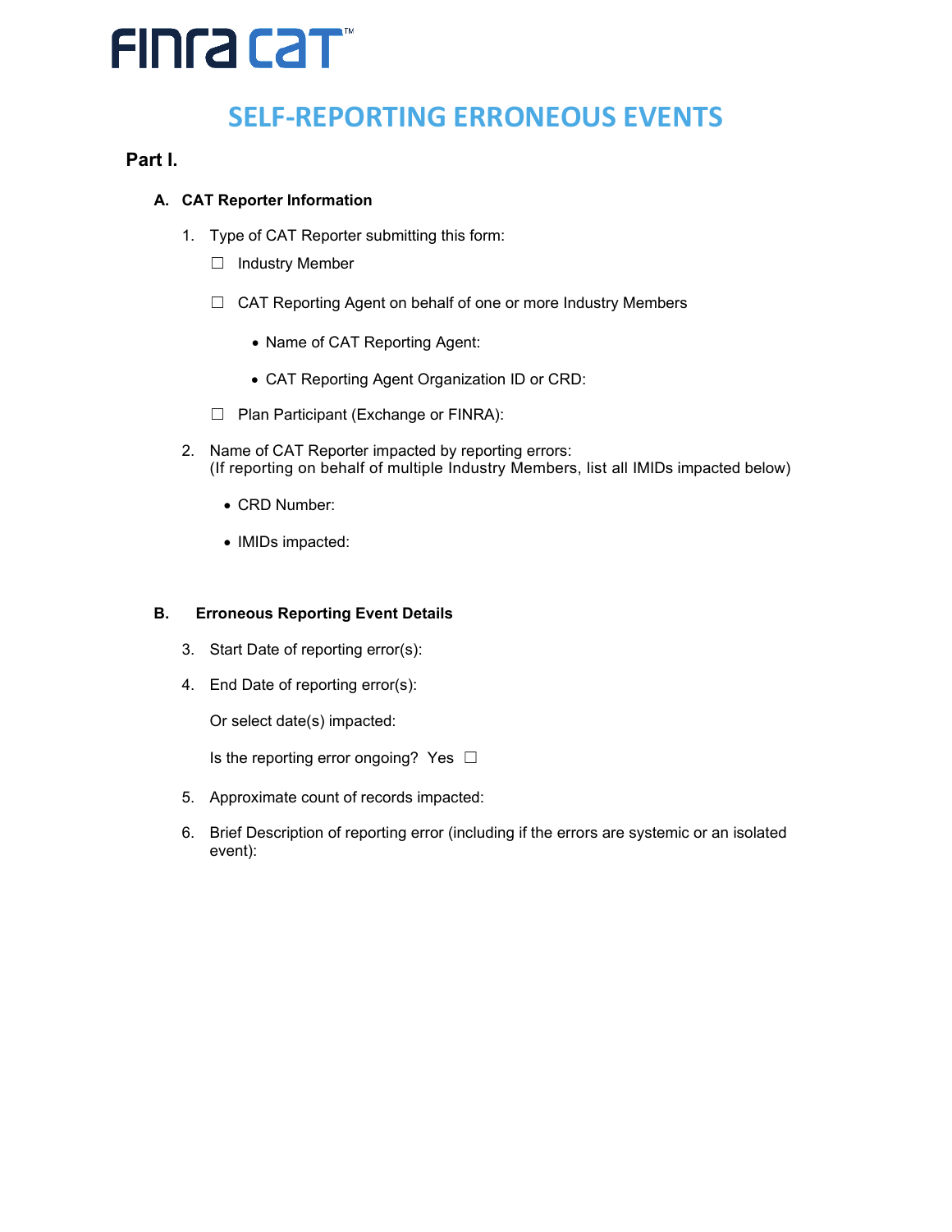FINRA CAT™

# SELF-REPORTING ERRONEOUS EVENTS

## Part I.

### A. CAT Reporter Information

1. Type of CAT Reporter submitting this form:

   ☐ Industry Member

   ☐ CAT Reporting Agent on behalf of one or more Industry Members

   - Name of CAT Reporting Agent:
   - CAT Reporting Agent Organization ID or CRD:

   ☐ Plan Participant (Exchange or FINRA):

2. Name of CAT Reporter impacted by reporting errors:
   (If reporting on behalf of multiple Industry Members, list all IMIDs impacted below)

   - CRD Number:
   - IMIDs impacted:

### B. Erroneous Reporting Event Details

3. Start Date of reporting error(s):

4. End Date of reporting error(s):

   Or select date(s) impacted:

   Is the reporting error ongoing? Yes ☐

5. Approximate count of records impacted:

6. Brief Description of reporting error (including if the errors are systemic or an isolated event):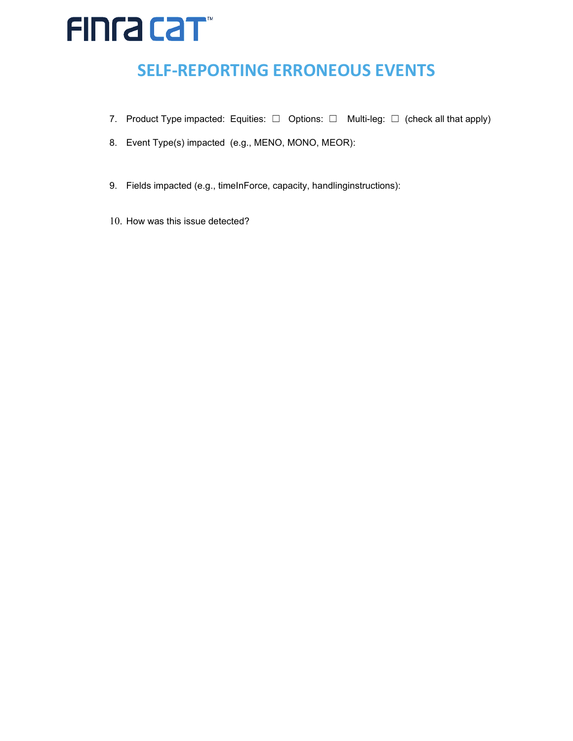# SELF-REPORTING ERRONEOUS EVENTS

7. Product Type impacted: Equities: ☐ Options: ☐ Multi-leg: ☐ (check all that apply)

8. Event Type(s) impacted (e.g., MENO, MONO, MEOR):

9. Fields impacted (e.g., timeInForce, capacity, handlinginstructions):

10. How was this issue detected?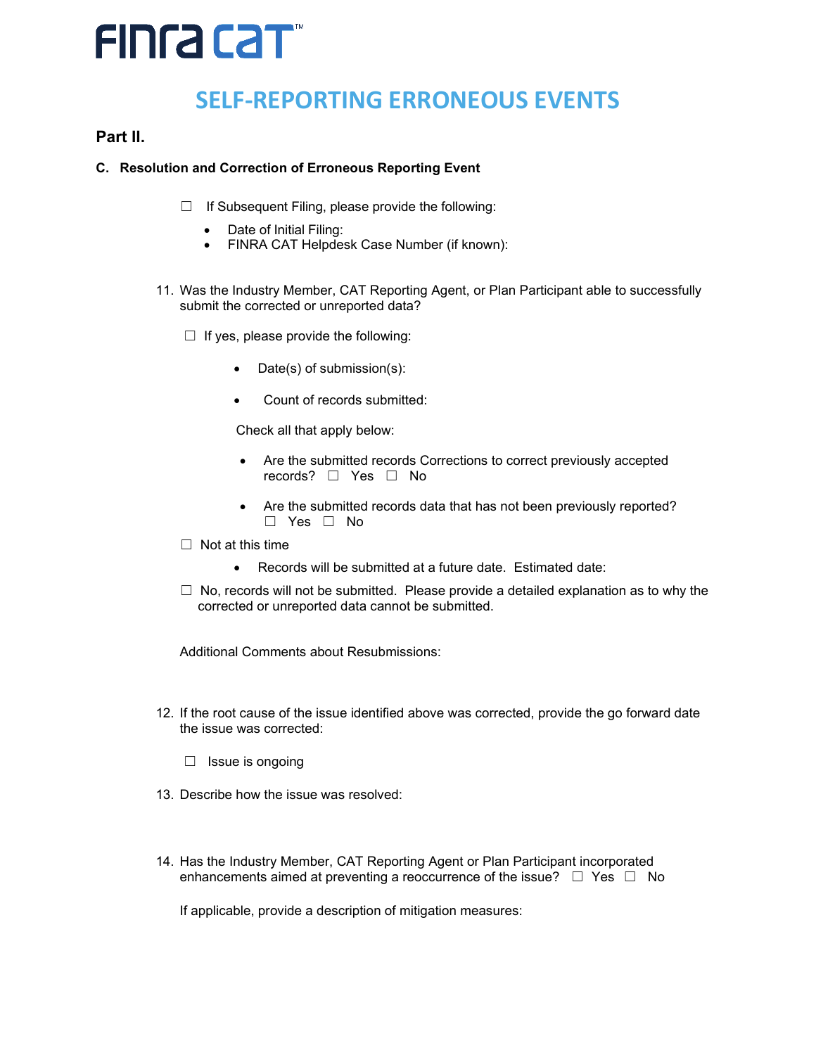# SELF-REPORTING ERRONEOUS EVENTS

## Part II.

### C. Resolution and Correction of Erroneous Reporting Event

☐ If Subsequent Filing, please provide the following:

- Date of Initial Filing:
- FINRA CAT Helpdesk Case Number (if known):

11. Was the Industry Member, CAT Reporting Agent, or Plan Participant able to successfully submit the corrected or unreported data?

☐ If yes, please provide the following:

- Date(s) of submission(s):
- Count of records submitted:

Check all that apply below:

- Are the submitted records Corrections to correct previously accepted records? ☐ Yes ☐ No
- Are the submitted records data that has not been previously reported? ☐ Yes ☐ No

☐ Not at this time

- Records will be submitted at a future date. Estimated date:

☐ No, records will not be submitted. Please provide a detailed explanation as to why the corrected or unreported data cannot be submitted.

Additional Comments about Resubmissions:

12. If the root cause of the issue identified above was corrected, provide the go forward date the issue was corrected:

☐ Issue is ongoing

13. Describe how the issue was resolved:

14. Has the Industry Member, CAT Reporting Agent or Plan Participant incorporated enhancements aimed at preventing a reoccurrence of the issue? ☐ Yes ☐ No

If applicable, provide a description of mitigation measures: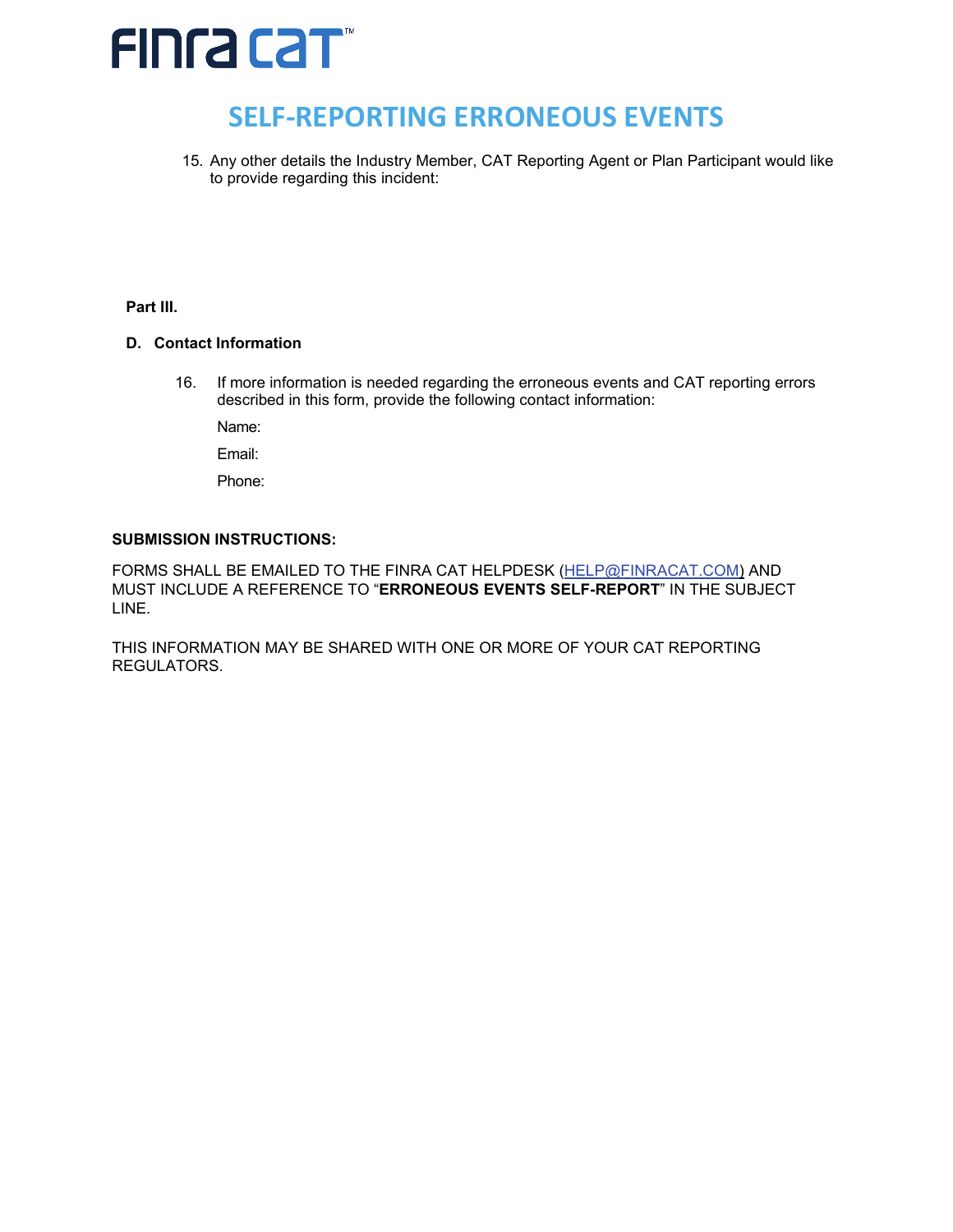# SELF-REPORTING ERRONEOUS EVENTS

15. Any other details the Industry Member, CAT Reporting Agent or Plan Participant would like to provide regarding this incident:

**Part III.**

**D. Contact Information**

16. If more information is needed regarding the erroneous events and CAT reporting errors described in this form, provide the following contact information:

    Name:

    Email:

    Phone:

**SUBMISSION INSTRUCTIONS:**

FORMS SHALL BE EMAILED TO THE FINRA CAT HELPDESK (HELP@FINRACAT.COM) AND MUST INCLUDE A REFERENCE TO "**ERRONEOUS EVENTS SELF-REPORT**" IN THE SUBJECT LINE.

THIS INFORMATION MAY BE SHARED WITH ONE OR MORE OF YOUR CAT REPORTING REGULATORS.